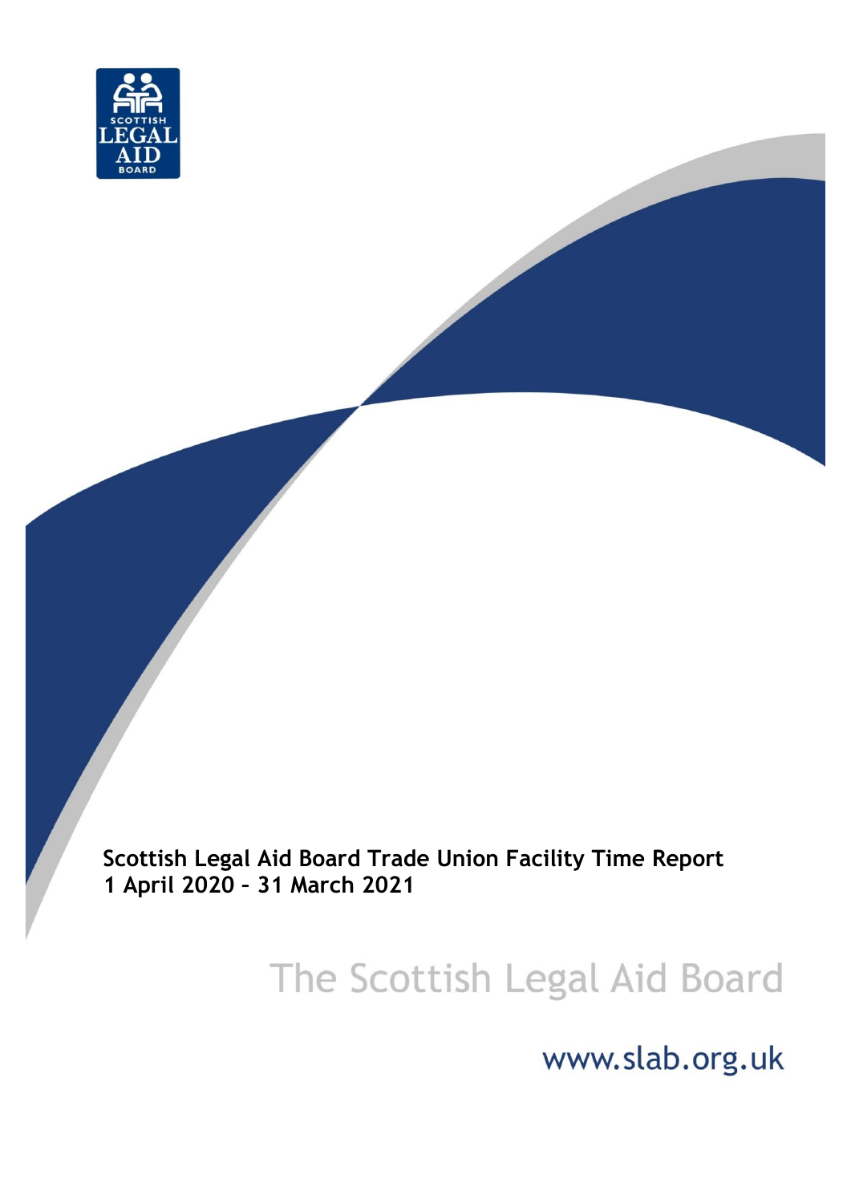# Scottish Legal Aid Board Trade Union Facility Time Report
# 1 April 2020 – 31 March 2021

The Scottish Legal Aid Board

www.slab.org.uk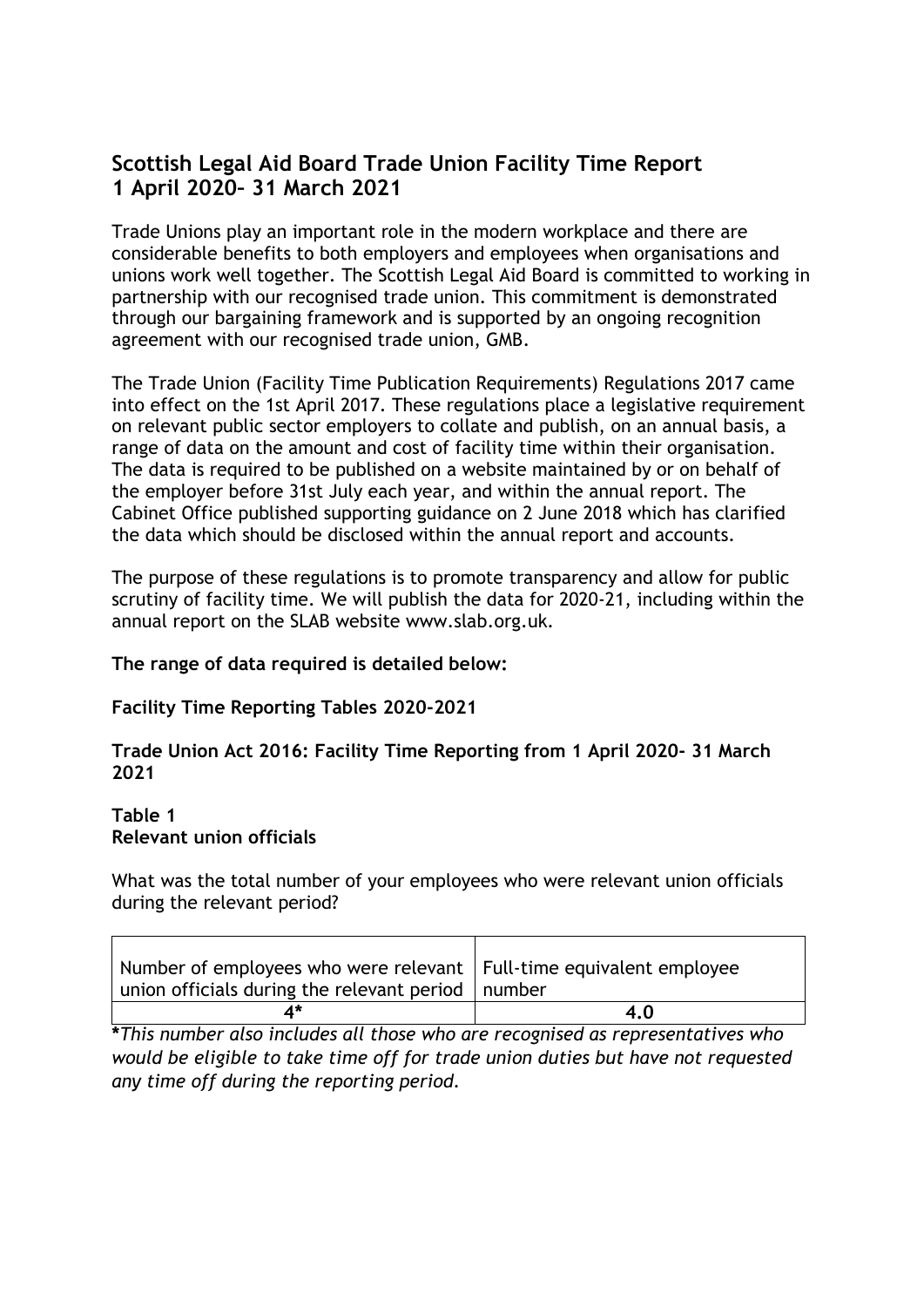## Scottish Legal Aid Board Trade Union Facility Time Report 1 April 2020– 31 March 2021

Trade Unions play an important role in the modern workplace and there are considerable benefits to both employers and employees when organisations and unions work well together. The Scottish Legal Aid Board is committed to working in partnership with our recognised trade union. This commitment is demonstrated through our bargaining framework and is supported by an ongoing recognition agreement with our recognised trade union, GMB.

The Trade Union (Facility Time Publication Requirements) Regulations 2017 came into effect on the 1st April 2017. These regulations place a legislative requirement on relevant public sector employers to collate and publish, on an annual basis, a range of data on the amount and cost of facility time within their organisation. The data is required to be published on a website maintained by or on behalf of the employer before 31st July each year, and within the annual report. The Cabinet Office published supporting guidance on 2 June 2018 which has clarified the data which should be disclosed within the annual report and accounts.

The purpose of these regulations is to promote transparency and allow for public scrutiny of facility time. We will publish the data for 2020-21, including within the annual report on the SLAB website www.slab.org.uk.

**The range of data required is detailed below:**

**Facility Time Reporting Tables 2020-2021**

**Trade Union Act 2016: Facility Time Reporting from 1 April 2020- 31 March 2021**

**Table 1**
**Relevant union officials**

What was the total number of your employees who were relevant union officials during the relevant period?

| Number of employees who were relevant union officials during the relevant period | Full-time equivalent employee number |
|---|---|
| **4*** | **4.0** |

**\***_This number also includes all those who are recognised as representatives who would be eligible to take time off for trade union duties but have not requested any time off during the reporting period._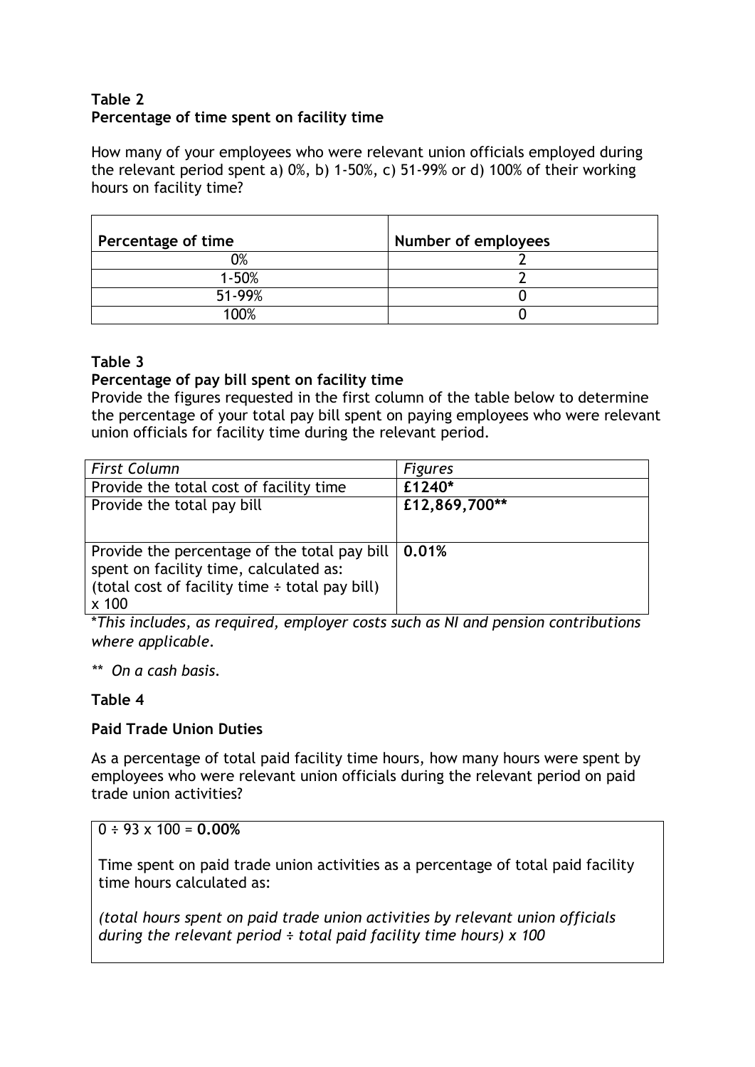**Table 2**
**Percentage of time spent on facility time**

How many of your employees who were relevant union officials employed during the relevant period spent a) 0%, b) 1-50%, c) 51-99% or d) 100% of their working hours on facility time?

| Percentage of time | Number of employees |
|---|---|
| 0% | 2 |
| 1-50% | 2 |
| 51-99% | 0 |
| 100% | 0 |

**Table 3**
**Percentage of pay bill spent on facility time**
Provide the figures requested in the first column of the table below to determine the percentage of your total pay bill spent on paying employees who were relevant union officials for facility time during the relevant period.

| *First Column* | *Figures* |
|---|---|
| Provide the total cost of facility time | **£1240*** |
| Provide the total pay bill | **£12,869,700**** |
| Provide the percentage of the total pay bill spent on facility time, calculated as: (total cost of facility time ÷ total pay bill) x 100 | **0.01%** |

**This includes, as required, employer costs such as NI and pension contributions where applicable.*

*** On a cash basis.*

**Table 4**

**Paid Trade Union Duties**

As a percentage of total paid facility time hours, how many hours were spent by employees who were relevant union officials during the relevant period on paid trade union activities?

0 ÷ 93 x 100 = **0.00%**

Time spent on paid trade union activities as a percentage of total paid facility time hours calculated as:

*(total hours spent on paid trade union activities by relevant union officials during the relevant period ÷ total paid facility time hours) x 100*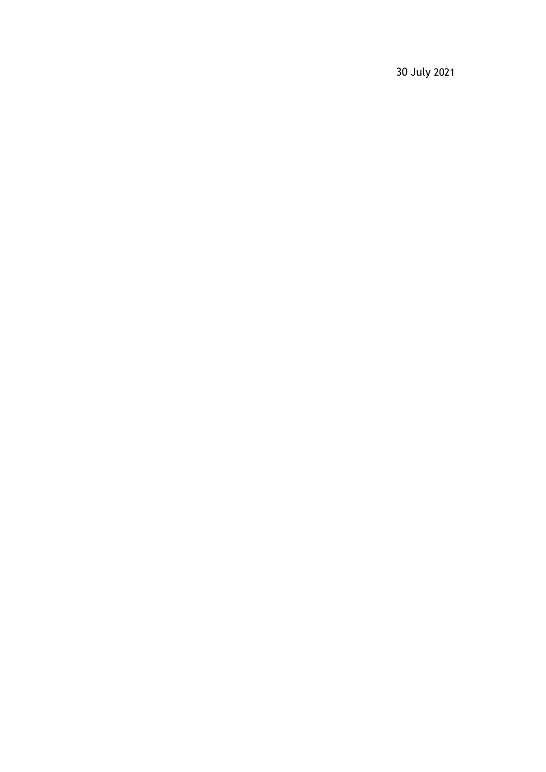30 July 2021